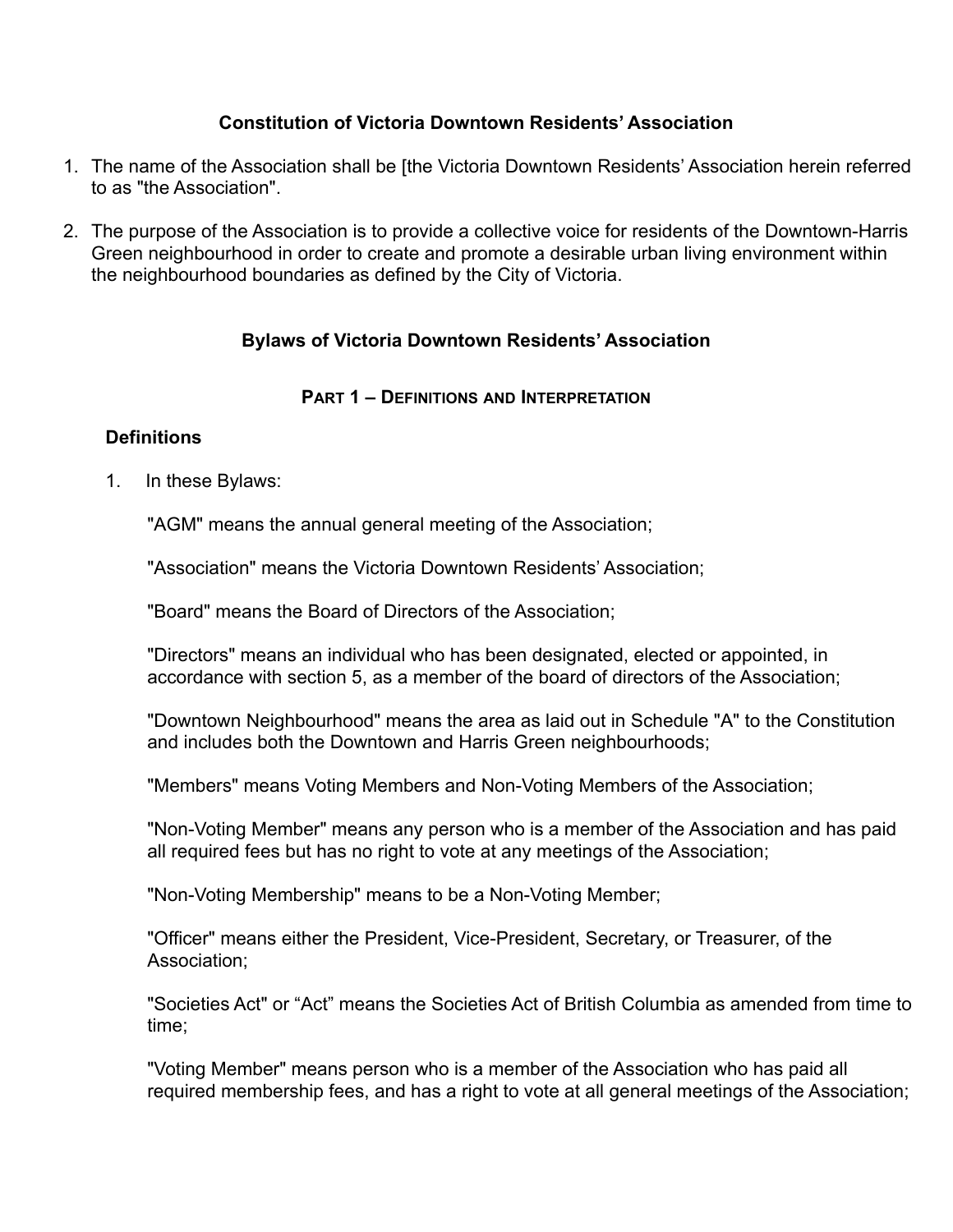## Constitution of Victoria Downtown Residents' Association

1. The name of the Association shall be [the Victoria Downtown Residents' Association herein referred to as "the Association".

2. The purpose of the Association is to provide a collective voice for residents of the Downtown-Harris Green neighbourhood in order to create and promote a desirable urban living environment within the neighbourhood boundaries as defined by the City of Victoria.

## Bylaws of Victoria Downtown Residents' Association

### PART 1 – DEFINITIONS AND INTERPRETATION

**Definitions**

1. In these Bylaws:

   "AGM" means the annual general meeting of the Association;

   "Association" means the Victoria Downtown Residents' Association;

   "Board" means the Board of Directors of the Association;

   "Directors" means an individual who has been designated, elected or appointed, in accordance with section 5, as a member of the board of directors of the Association;

   "Downtown Neighbourhood" means the area as laid out in Schedule "A" to the Constitution and includes both the Downtown and Harris Green neighbourhoods;

   "Members" means Voting Members and Non-Voting Members of the Association;

   "Non-Voting Member" means any person who is a member of the Association and has paid all required fees but has no right to vote at any meetings of the Association;

   "Non-Voting Membership" means to be a Non-Voting Member;

   "Officer" means either the President, Vice-President, Secretary, or Treasurer, of the Association;

   "Societies Act" or "Act" means the Societies Act of British Columbia as amended from time to time;

   "Voting Member" means person who is a member of the Association who has paid all required membership fees, and has a right to vote at all general meetings of the Association;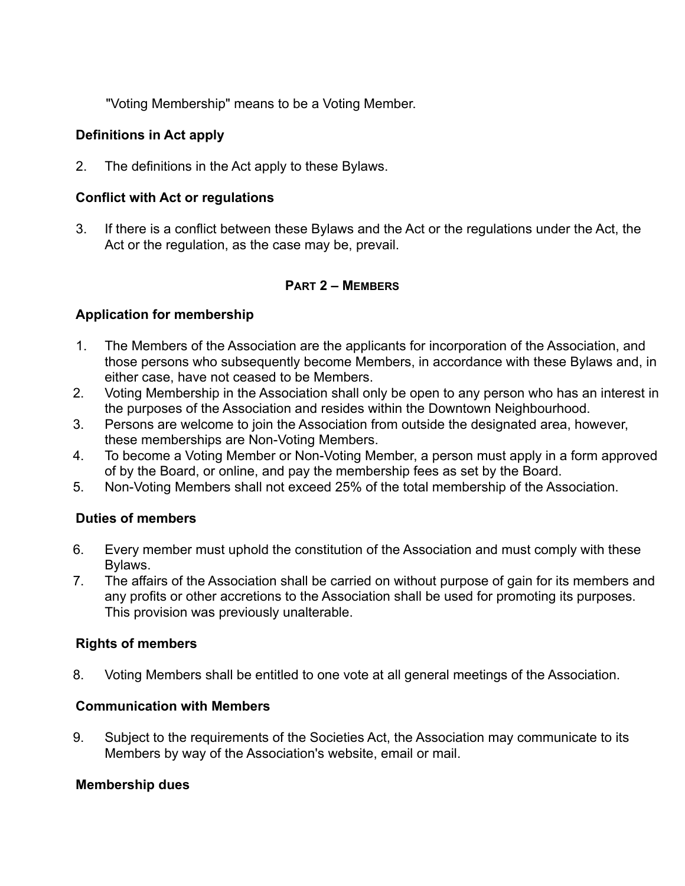"Voting Membership" means to be a Voting Member.

**Definitions in Act apply**

2. The definitions in the Act apply to these Bylaws.

**Conflict with Act or regulations**

3. If there is a conflict between these Bylaws and the Act or the regulations under the Act, the Act or the regulation, as the case may be, prevail.

## PART 2 – MEMBERS

**Application for membership**

1. The Members of the Association are the applicants for incorporation of the Association, and those persons who subsequently become Members, in accordance with these Bylaws and, in either case, have not ceased to be Members.
2. Voting Membership in the Association shall only be open to any person who has an interest in the purposes of the Association and resides within the Downtown Neighbourhood.
3. Persons are welcome to join the Association from outside the designated area, however, these memberships are Non-Voting Members.
4. To become a Voting Member or Non-Voting Member, a person must apply in a form approved of by the Board, or online, and pay the membership fees as set by the Board.
5. Non-Voting Members shall not exceed 25% of the total membership of the Association.

**Duties of members**

6. Every member must uphold the constitution of the Association and must comply with these Bylaws.
7. The affairs of the Association shall be carried on without purpose of gain for its members and any profits or other accretions to the Association shall be used for promoting its purposes. This provision was previously unalterable.

**Rights of members**

8. Voting Members shall be entitled to one vote at all general meetings of the Association.

**Communication with Members**

9. Subject to the requirements of the Societies Act, the Association may communicate to its Members by way of the Association's website, email or mail.

**Membership dues**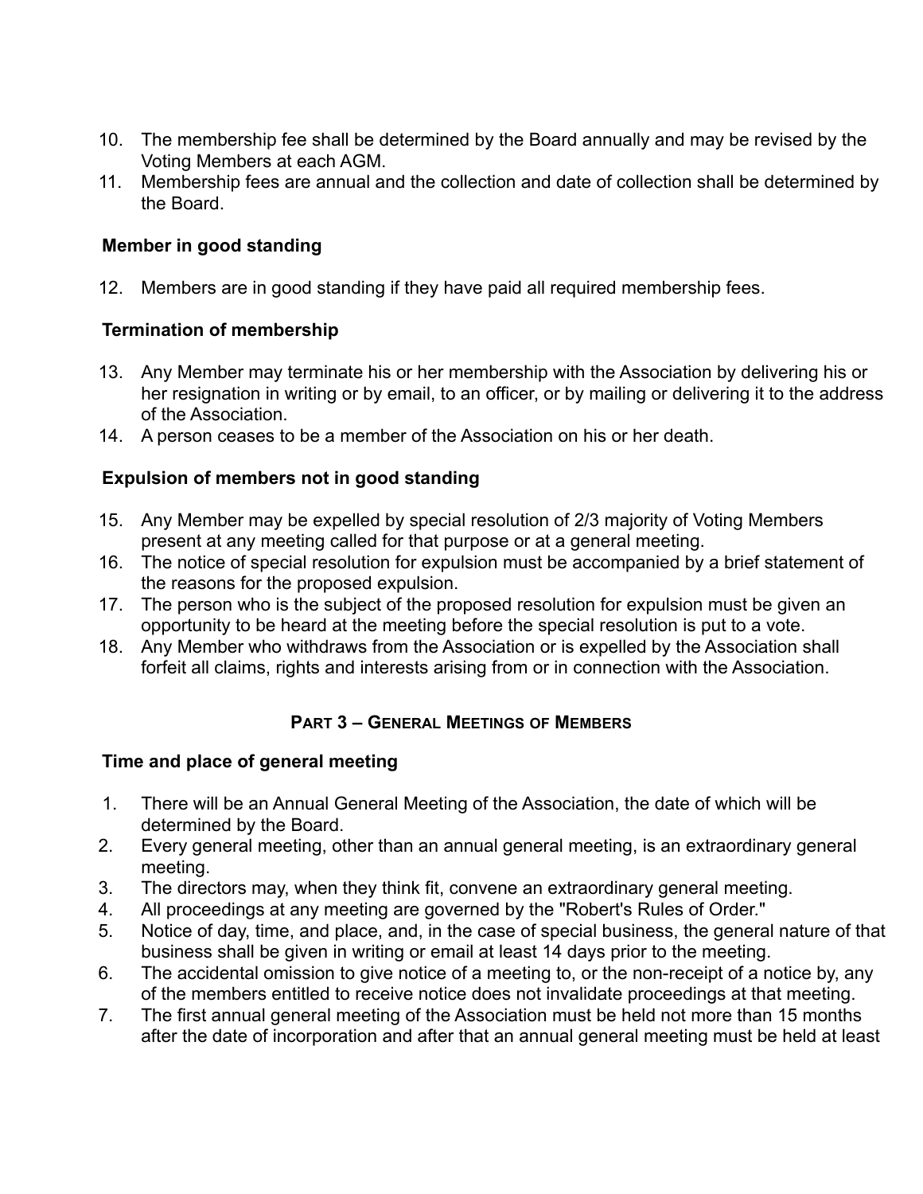10. The membership fee shall be determined by the Board annually and may be revised by the Voting Members at each AGM.
11. Membership fees are annual and the collection and date of collection shall be determined by the Board.

### Member in good standing

12. Members are in good standing if they have paid all required membership fees.

### Termination of membership

13. Any Member may terminate his or her membership with the Association by delivering his or her resignation in writing or by email, to an officer, or by mailing or delivering it to the address of the Association.
14. A person ceases to be a member of the Association on his or her death.

### Expulsion of members not in good standing

15. Any Member may be expelled by special resolution of 2/3 majority of Voting Members present at any meeting called for that purpose or at a general meeting.
16. The notice of special resolution for expulsion must be accompanied by a brief statement of the reasons for the proposed expulsion.
17. The person who is the subject of the proposed resolution for expulsion must be given an opportunity to be heard at the meeting before the special resolution is put to a vote.
18. Any Member who withdraws from the Association or is expelled by the Association shall forfeit all claims, rights and interests arising from or in connection with the Association.

## PART 3 – GENERAL MEETINGS OF MEMBERS

### Time and place of general meeting

1. There will be an Annual General Meeting of the Association, the date of which will be determined by the Board.
2. Every general meeting, other than an annual general meeting, is an extraordinary general meeting.
3. The directors may, when they think fit, convene an extraordinary general meeting.
4. All proceedings at any meeting are governed by the "Robert's Rules of Order."
5. Notice of day, time, and place, and, in the case of special business, the general nature of that business shall be given in writing or email at least 14 days prior to the meeting.
6. The accidental omission to give notice of a meeting to, or the non-receipt of a notice by, any of the members entitled to receive notice does not invalidate proceedings at that meeting.
7. The first annual general meeting of the Association must be held not more than 15 months after the date of incorporation and after that an annual general meeting must be held at least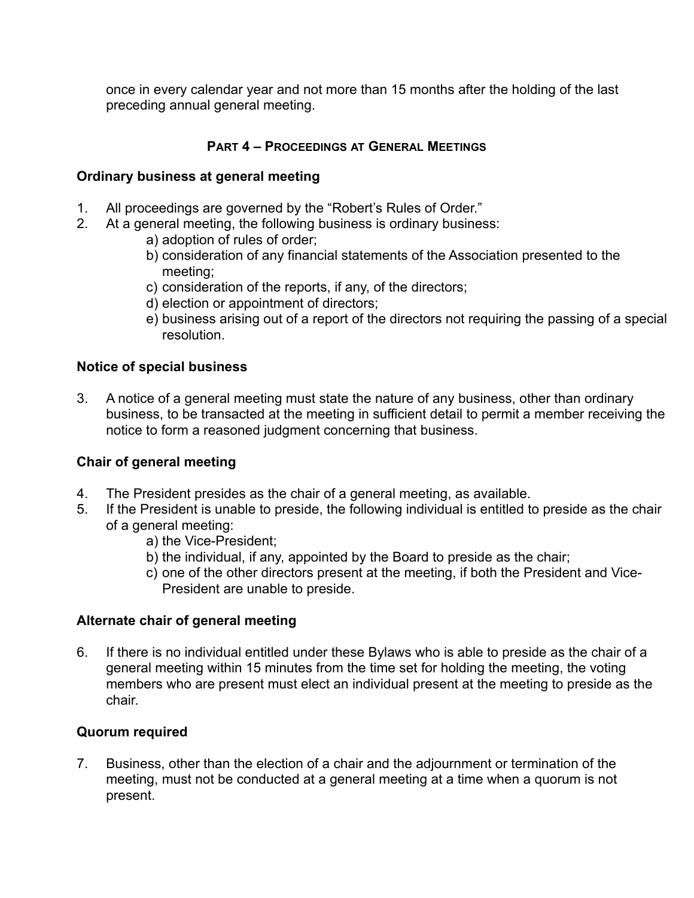once in every calendar year and not more than 15 months after the holding of the last preceding annual general meeting.

## Part 4 – Proceedings at General Meetings

### Ordinary business at general meeting

1. All proceedings are governed by the "Robert's Rules of Order."
2. At a general meeting, the following business is ordinary business:
   a) adoption of rules of order;
   b) consideration of any financial statements of the Association presented to the meeting;
   c) consideration of the reports, if any, of the directors;
   d) election or appointment of directors;
   e) business arising out of a report of the directors not requiring the passing of a special resolution.

### Notice of special business

3. A notice of a general meeting must state the nature of any business, other than ordinary business, to be transacted at the meeting in sufficient detail to permit a member receiving the notice to form a reasoned judgment concerning that business.

### Chair of general meeting

4. The President presides as the chair of a general meeting, as available.
5. If the President is unable to preside, the following individual is entitled to preside as the chair of a general meeting:
   a) the Vice-President;
   b) the individual, if any, appointed by the Board to preside as the chair;
   c) one of the other directors present at the meeting, if both the President and Vice-President are unable to preside.

### Alternate chair of general meeting

6. If there is no individual entitled under these Bylaws who is able to preside as the chair of a general meeting within 15 minutes from the time set for holding the meeting, the voting members who are present must elect an individual present at the meeting to preside as the chair.

### Quorum required

7. Business, other than the election of a chair and the adjournment or termination of the meeting, must not be conducted at a general meeting at a time when a quorum is not present.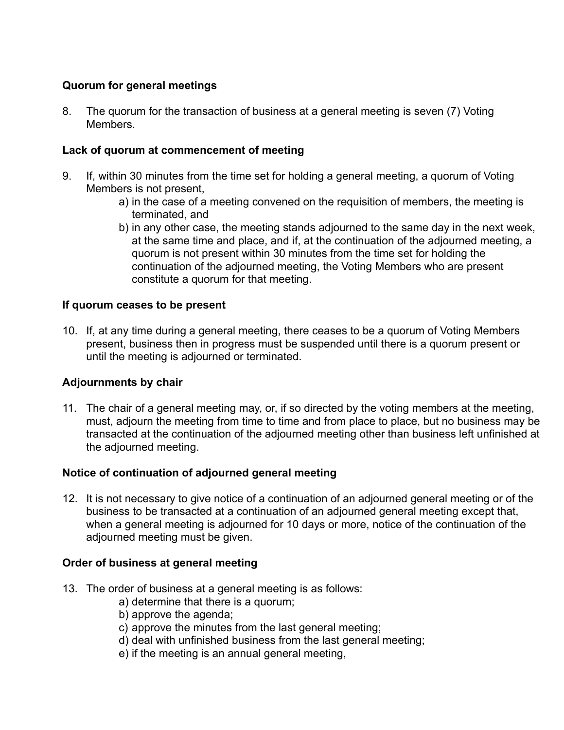**Quorum for general meetings**

8. The quorum for the transaction of business at a general meeting is seven (7) Voting Members.

**Lack of quorum at commencement of meeting**

9. If, within 30 minutes from the time set for holding a general meeting, a quorum of Voting Members is not present,
    a) in the case of a meeting convened on the requisition of members, the meeting is terminated, and
    b) in any other case, the meeting stands adjourned to the same day in the next week, at the same time and place, and if, at the continuation of the adjourned meeting, a quorum is not present within 30 minutes from the time set for holding the continuation of the adjourned meeting, the Voting Members who are present constitute a quorum for that meeting.

**If quorum ceases to be present**

10. If, at any time during a general meeting, there ceases to be a quorum of Voting Members present, business then in progress must be suspended until there is a quorum present or until the meeting is adjourned or terminated.

**Adjournments by chair**

11. The chair of a general meeting may, or, if so directed by the voting members at the meeting, must, adjourn the meeting from time to time and from place to place, but no business may be transacted at the continuation of the adjourned meeting other than business left unfinished at the adjourned meeting.

**Notice of continuation of adjourned general meeting**

12. It is not necessary to give notice of a continuation of an adjourned general meeting or of the business to be transacted at a continuation of an adjourned general meeting except that, when a general meeting is adjourned for 10 days or more, notice of the continuation of the adjourned meeting must be given.

**Order of business at general meeting**

13. The order of business at a general meeting is as follows:
    a) determine that there is a quorum;
    b) approve the agenda;
    c) approve the minutes from the last general meeting;
    d) deal with unfinished business from the last general meeting;
    e) if the meeting is an annual general meeting,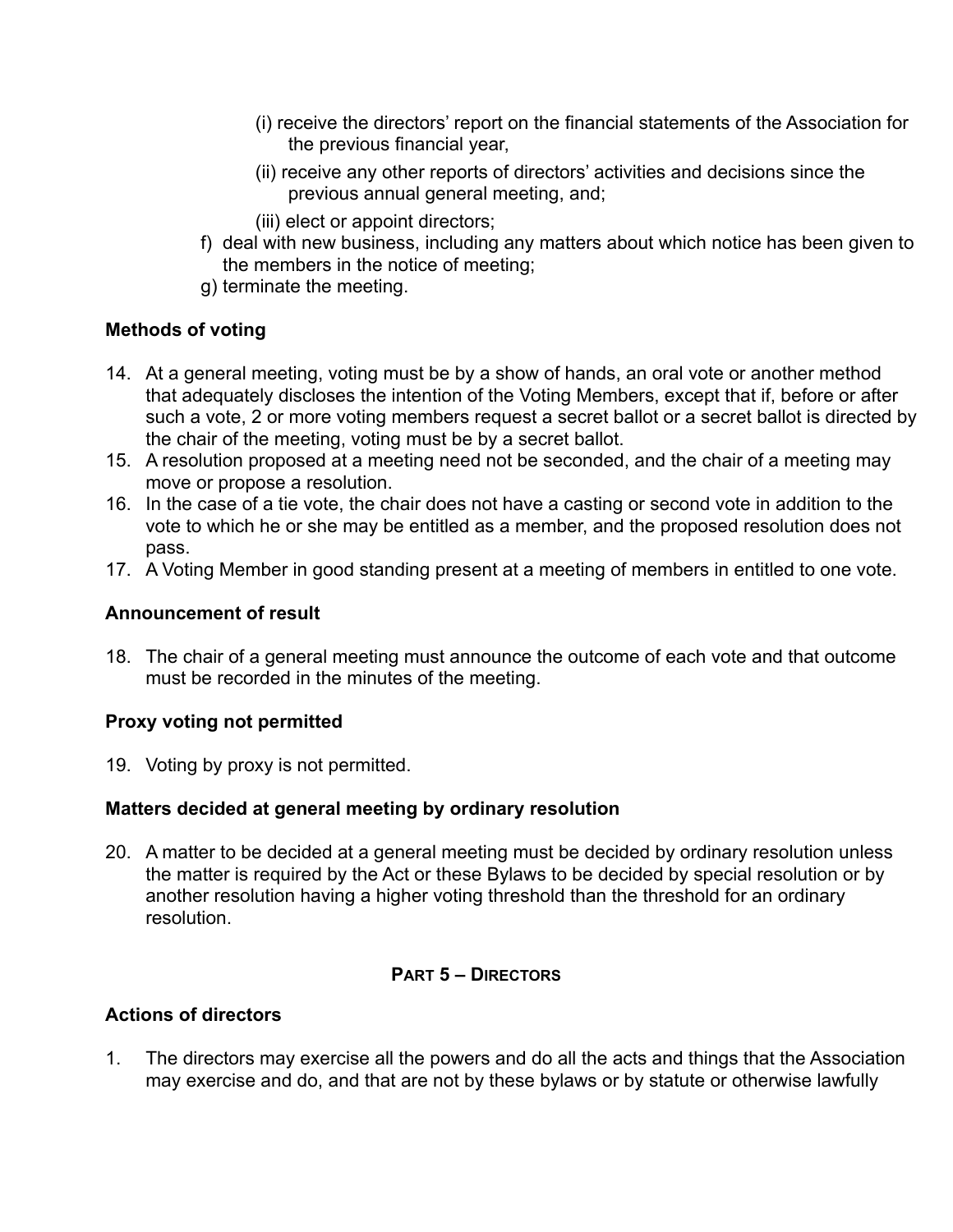(i) receive the directors' report on the financial statements of the Association for the previous financial year,

   (ii) receive any other reports of directors' activities and decisions since the previous annual general meeting, and;

   (iii) elect or appoint directors;

f) deal with new business, including any matters about which notice has been given to the members in the notice of meeting;

g) terminate the meeting.

**Methods of voting**

14. At a general meeting, voting must be by a show of hands, an oral vote or another method that adequately discloses the intention of the Voting Members, except that if, before or after such a vote, 2 or more voting members request a secret ballot or a secret ballot is directed by the chair of the meeting, voting must be by a secret ballot.
15. A resolution proposed at a meeting need not be seconded, and the chair of a meeting may move or propose a resolution.
16. In the case of a tie vote, the chair does not have a casting or second vote in addition to the vote to which he or she may be entitled as a member, and the proposed resolution does not pass.
17. A Voting Member in good standing present at a meeting of members in entitled to one vote.

**Announcement of result**

18. The chair of a general meeting must announce the outcome of each vote and that outcome must be recorded in the minutes of the meeting.

**Proxy voting not permitted**

19. Voting by proxy is not permitted.

**Matters decided at general meeting by ordinary resolution**

20. A matter to be decided at a general meeting must be decided by ordinary resolution unless the matter is required by the Act or these Bylaws to be decided by special resolution or by another resolution having a higher voting threshold than the threshold for an ordinary resolution.

## PART 5 – DIRECTORS

**Actions of directors**

1. The directors may exercise all the powers and do all the acts and things that the Association may exercise and do, and that are not by these bylaws or by statute or otherwise lawfully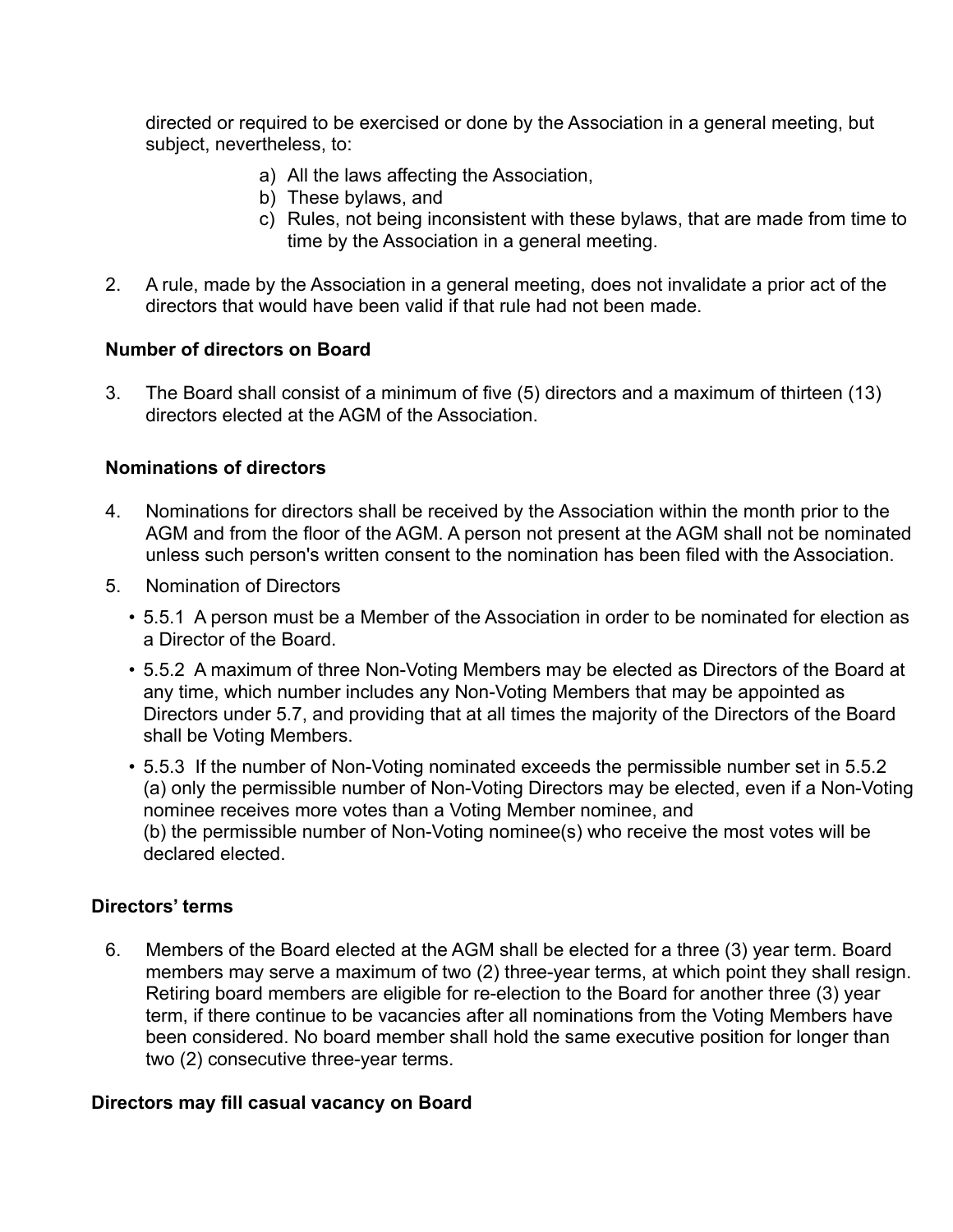directed or required to be exercised or done by the Association in a general meeting, but subject, nevertheless, to:

a) All the laws affecting the Association,
b) These bylaws, and
c) Rules, not being inconsistent with these bylaws, that are made from time to time by the Association in a general meeting.

2. A rule, made by the Association in a general meeting, does not invalidate a prior act of the directors that would have been valid if that rule had not been made.

**Number of directors on Board**

3. The Board shall consist of a minimum of five (5) directors and a maximum of thirteen (13) directors elected at the AGM of the Association.

**Nominations of directors**

4. Nominations for directors shall be received by the Association within the month prior to the AGM and from the floor of the AGM. A person not present at the AGM shall not be nominated unless such person's written consent to the nomination has been filed with the Association.

5. Nomination of Directors

   - 5.5.1 A person must be a Member of the Association in order to be nominated for election as a Director of the Board.
   - 5.5.2 A maximum of three Non-Voting Members may be elected as Directors of the Board at any time, which number includes any Non-Voting Members that may be appointed as Directors under 5.7, and providing that at all times the majority of the Directors of the Board shall be Voting Members.
   - 5.5.3 If the number of Non-Voting nominated exceeds the permissible number set in 5.5.2 (a) only the permissible number of Non-Voting Directors may be elected, even if a Non-Voting nominee receives more votes than a Voting Member nominee, and (b) the permissible number of Non-Voting nominee(s) who receive the most votes will be declared elected.

**Directors' terms**

6. Members of the Board elected at the AGM shall be elected for a three (3) year term. Board members may serve a maximum of two (2) three-year terms, at which point they shall resign. Retiring board members are eligible for re-election to the Board for another three (3) year term, if there continue to be vacancies after all nominations from the Voting Members have been considered. No board member shall hold the same executive position for longer than two (2) consecutive three-year terms.

**Directors may fill casual vacancy on Board**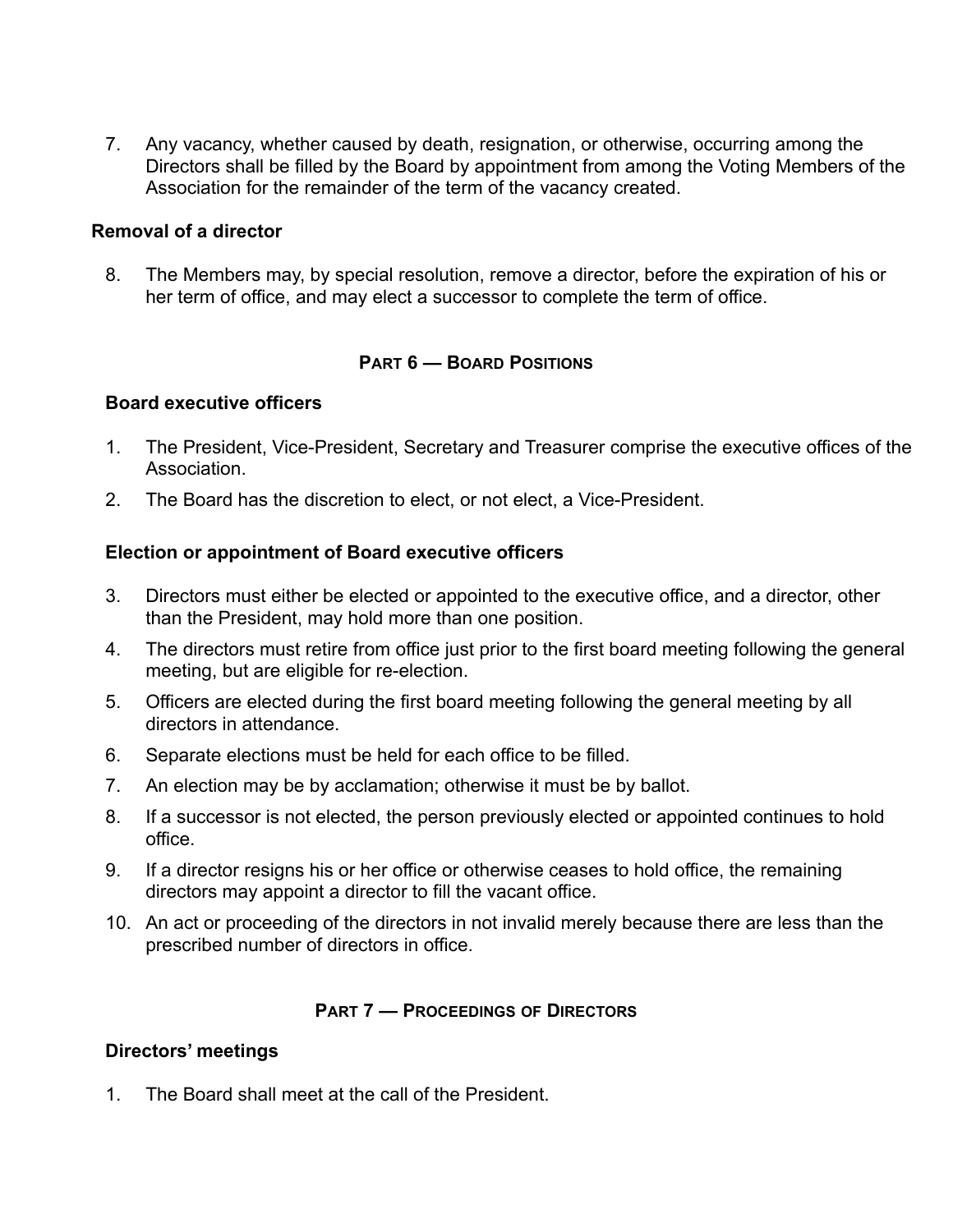7. Any vacancy, whether caused by death, resignation, or otherwise, occurring among the Directors shall be filled by the Board by appointment from among the Voting Members of the Association for the remainder of the term of the vacancy created.

### Removal of a director

8. The Members may, by special resolution, remove a director, before the expiration of his or her term of office, and may elect a successor to complete the term of office.

## PART 6 — BOARD POSITIONS

### Board executive officers

1. The President, Vice-President, Secretary and Treasurer comprise the executive offices of the Association.
2. The Board has the discretion to elect, or not elect, a Vice-President.

### Election or appointment of Board executive officers

3. Directors must either be elected or appointed to the executive office, and a director, other than the President, may hold more than one position.
4. The directors must retire from office just prior to the first board meeting following the general meeting, but are eligible for re-election.
5. Officers are elected during the first board meeting following the general meeting by all directors in attendance.
6. Separate elections must be held for each office to be filled.
7. An election may be by acclamation; otherwise it must be by ballot.
8. If a successor is not elected, the person previously elected or appointed continues to hold office.
9. If a director resigns his or her office or otherwise ceases to hold office, the remaining directors may appoint a director to fill the vacant office.
10. An act or proceeding of the directors in not invalid merely because there are less than the prescribed number of directors in office.

## PART 7 — PROCEEDINGS OF DIRECTORS

### Directors' meetings

1. The Board shall meet at the call of the President.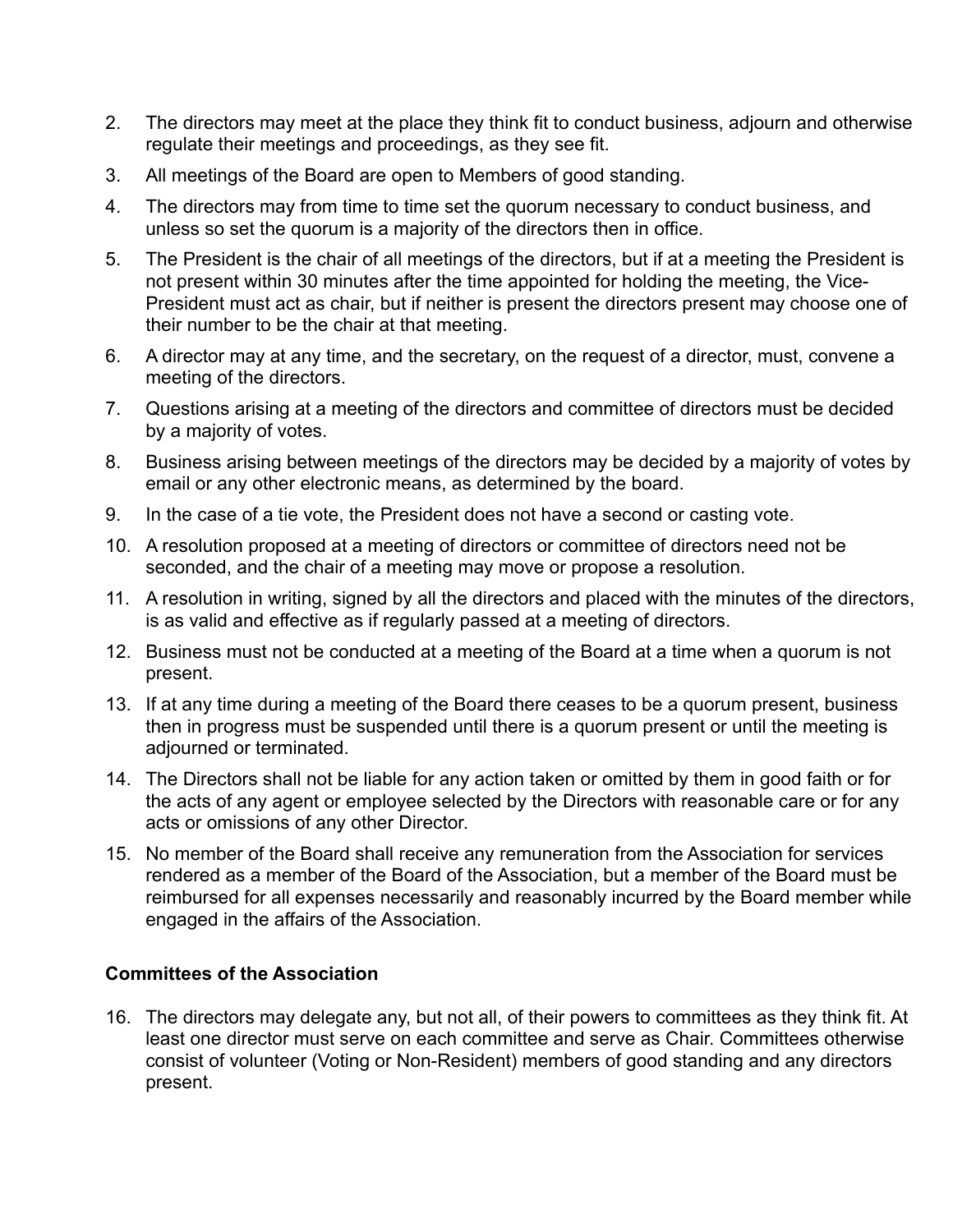2. The directors may meet at the place they think fit to conduct business, adjourn and otherwise regulate their meetings and proceedings, as they see fit.
3. All meetings of the Board are open to Members of good standing.
4. The directors may from time to time set the quorum necessary to conduct business, and unless so set the quorum is a majority of the directors then in office.
5. The President is the chair of all meetings of the directors, but if at a meeting the President is not present within 30 minutes after the time appointed for holding the meeting, the Vice-President must act as chair, but if neither is present the directors present may choose one of their number to be the chair at that meeting.
6. A director may at any time, and the secretary, on the request of a director, must, convene a meeting of the directors.
7. Questions arising at a meeting of the directors and committee of directors must be decided by a majority of votes.
8. Business arising between meetings of the directors may be decided by a majority of votes by email or any other electronic means, as determined by the board.
9. In the case of a tie vote, the President does not have a second or casting vote.
10. A resolution proposed at a meeting of directors or committee of directors need not be seconded, and the chair of a meeting may move or propose a resolution.
11. A resolution in writing, signed by all the directors and placed with the minutes of the directors, is as valid and effective as if regularly passed at a meeting of directors.
12. Business must not be conducted at a meeting of the Board at a time when a quorum is not present.
13. If at any time during a meeting of the Board there ceases to be a quorum present, business then in progress must be suspended until there is a quorum present or until the meeting is adjourned or terminated.
14. The Directors shall not be liable for any action taken or omitted by them in good faith or for the acts of any agent or employee selected by the Directors with reasonable care or for any acts or omissions of any other Director.
15. No member of the Board shall receive any remuneration from the Association for services rendered as a member of the Board of the Association, but a member of the Board must be reimbursed for all expenses necessarily and reasonably incurred by the Board member while engaged in the affairs of the Association.

**Committees of the Association**

16. The directors may delegate any, but not all, of their powers to committees as they think fit. At least one director must serve on each committee and serve as Chair. Committees otherwise consist of volunteer (Voting or Non-Resident) members of good standing and any directors present.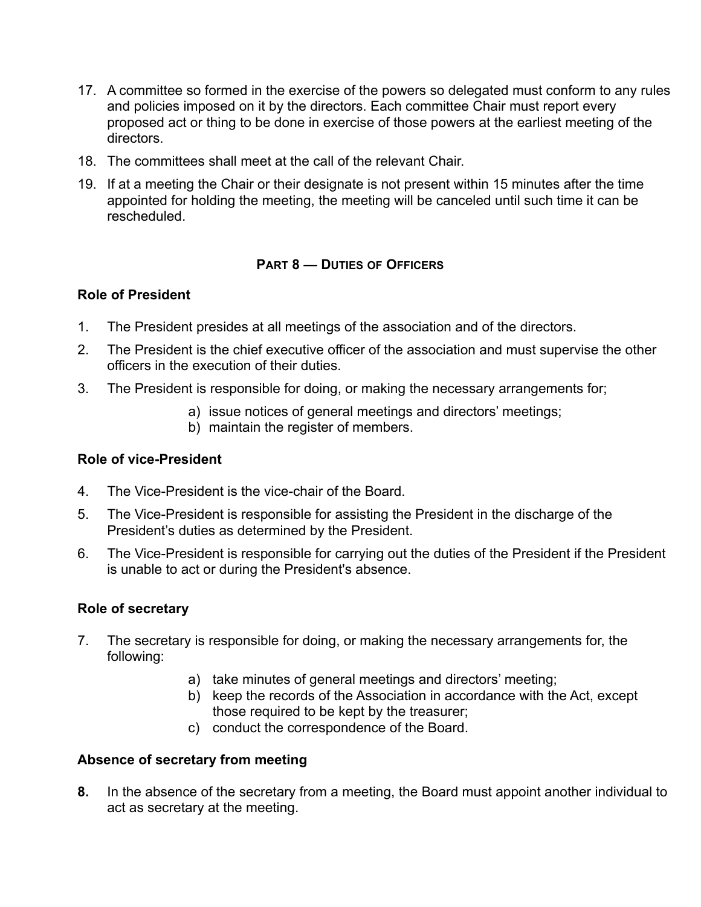17. A committee so formed in the exercise of the powers so delegated must conform to any rules and policies imposed on it by the directors. Each committee Chair must report every proposed act or thing to be done in exercise of those powers at the earliest meeting of the directors.
18. The committees shall meet at the call of the relevant Chair.
19. If at a meeting the Chair or their designate is not present within 15 minutes after the time appointed for holding the meeting, the meeting will be canceled until such time it can be rescheduled.

## Part 8 — Duties of Officers

**Role of President**

1. The President presides at all meetings of the association and of the directors.
2. The President is the chief executive officer of the association and must supervise the other officers in the execution of their duties.
3. The President is responsible for doing, or making the necessary arrangements for;
    a) issue notices of general meetings and directors' meetings;
    b) maintain the register of members.

**Role of vice-President**

4. The Vice-President is the vice-chair of the Board.
5. The Vice-President is responsible for assisting the President in the discharge of the President's duties as determined by the President.
6. The Vice-President is responsible for carrying out the duties of the President if the President is unable to act or during the President's absence.

**Role of secretary**

7. The secretary is responsible for doing, or making the necessary arrangements for, the following:
    a) take minutes of general meetings and directors' meeting;
    b) keep the records of the Association in accordance with the Act, except those required to be kept by the treasurer;
    c) conduct the correspondence of the Board.

**Absence of secretary from meeting**

**8.** In the absence of the secretary from a meeting, the Board must appoint another individual to act as secretary at the meeting.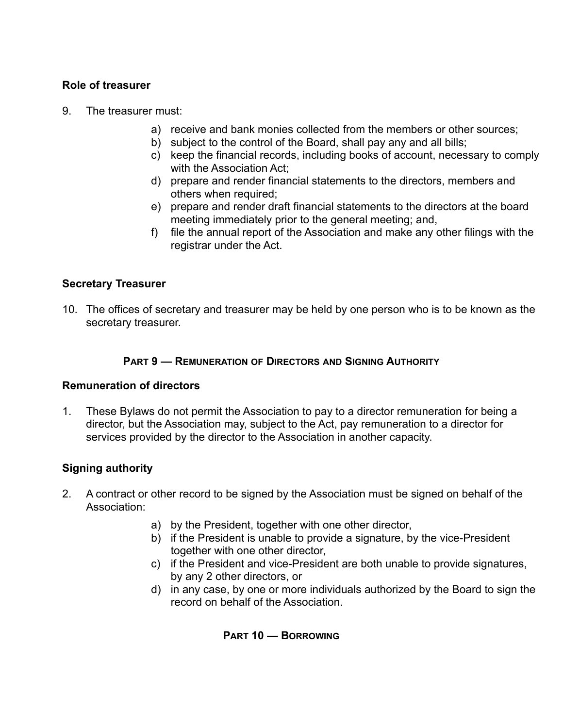**Role of treasurer**

9. The treasurer must:

    a) receive and bank monies collected from the members or other sources;
    b) subject to the control of the Board, shall pay any and all bills;
    c) keep the financial records, including books of account, necessary to comply with the Association Act;
    d) prepare and render financial statements to the directors, members and others when required;
    e) prepare and render draft financial statements to the directors at the board meeting immediately prior to the general meeting; and,
    f) file the annual report of the Association and make any other filings with the registrar under the Act.

**Secretary Treasurer**

10. The offices of secretary and treasurer may be held by one person who is to be known as the secretary treasurer.

## PART 9 — REMUNERATION OF DIRECTORS AND SIGNING AUTHORITY

**Remuneration of directors**

1. These Bylaws do not permit the Association to pay to a director remuneration for being a director, but the Association may, subject to the Act, pay remuneration to a director for services provided by the director to the Association in another capacity.

**Signing authority**

2. A contract or other record to be signed by the Association must be signed on behalf of the Association:

    a) by the President, together with one other director,
    b) if the President is unable to provide a signature, by the vice-President together with one other director,
    c) if the President and vice-President are both unable to provide signatures, by any 2 other directors, or
    d) in any case, by one or more individuals authorized by the Board to sign the record on behalf of the Association.

## PART 10 — BORROWING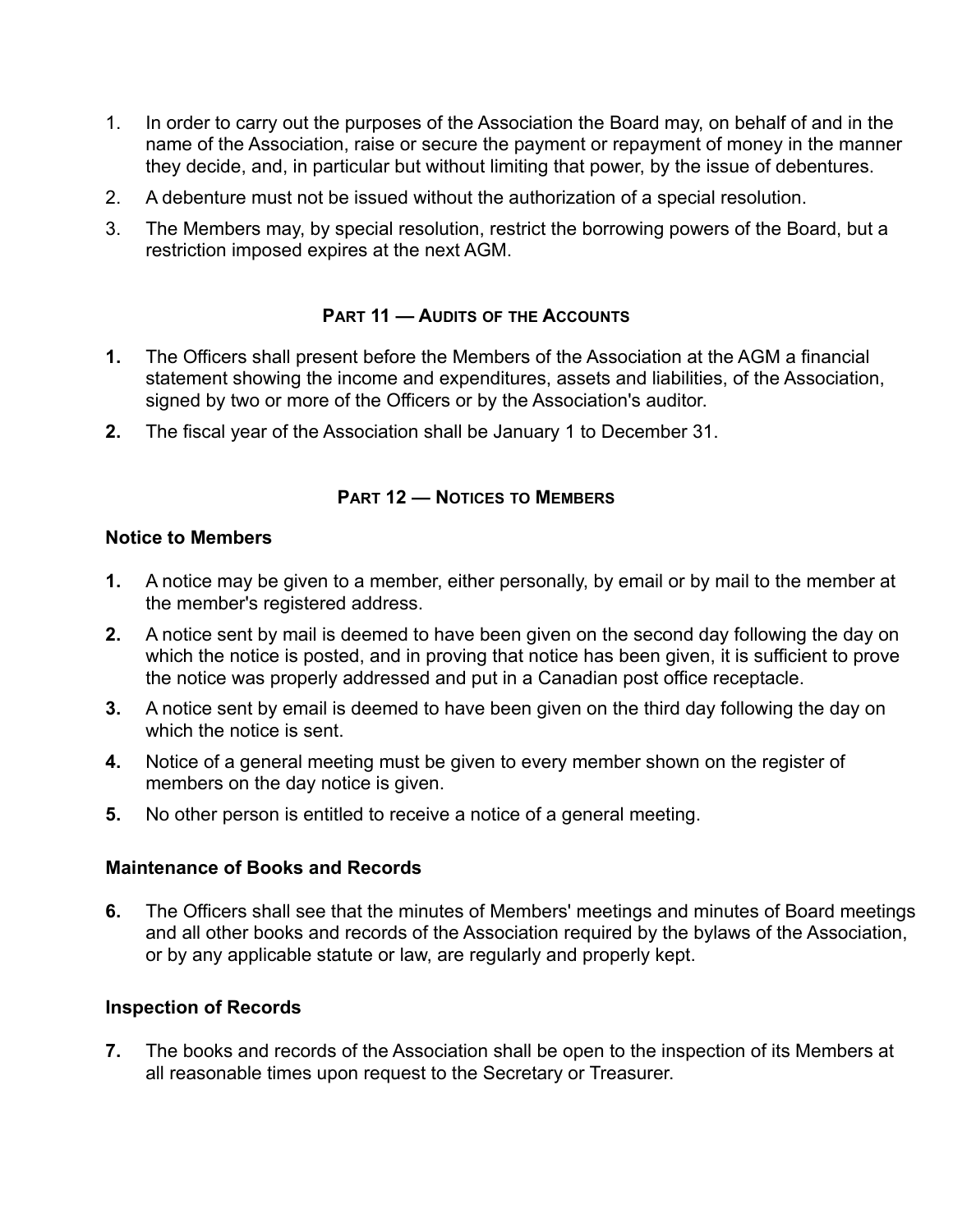1. In order to carry out the purposes of the Association the Board may, on behalf of and in the name of the Association, raise or secure the payment or repayment of money in the manner they decide, and, in particular but without limiting that power, by the issue of debentures.
2. A debenture must not be issued without the authorization of a special resolution.
3. The Members may, by special resolution, restrict the borrowing powers of the Board, but a restriction imposed expires at the next AGM.

## Part 11 — Audits of the Accounts

**1.** The Officers shall present before the Members of the Association at the AGM a financial statement showing the income and expenditures, assets and liabilities, of the Association, signed by two or more of the Officers or by the Association's auditor.

**2.** The fiscal year of the Association shall be January 1 to December 31.

## Part 12 — Notices to Members

### Notice to Members

**1.** A notice may be given to a member, either personally, by email or by mail to the member at the member's registered address.

**2.** A notice sent by mail is deemed to have been given on the second day following the day on which the notice is posted, and in proving that notice has been given, it is sufficient to prove the notice was properly addressed and put in a Canadian post office receptacle.

**3.** A notice sent by email is deemed to have been given on the third day following the day on which the notice is sent.

**4.** Notice of a general meeting must be given to every member shown on the register of members on the day notice is given.

**5.** No other person is entitled to receive a notice of a general meeting.

### Maintenance of Books and Records

**6.** The Officers shall see that the minutes of Members' meetings and minutes of Board meetings and all other books and records of the Association required by the bylaws of the Association, or by any applicable statute or law, are regularly and properly kept.

### Inspection of Records

**7.** The books and records of the Association shall be open to the inspection of its Members at all reasonable times upon request to the Secretary or Treasurer.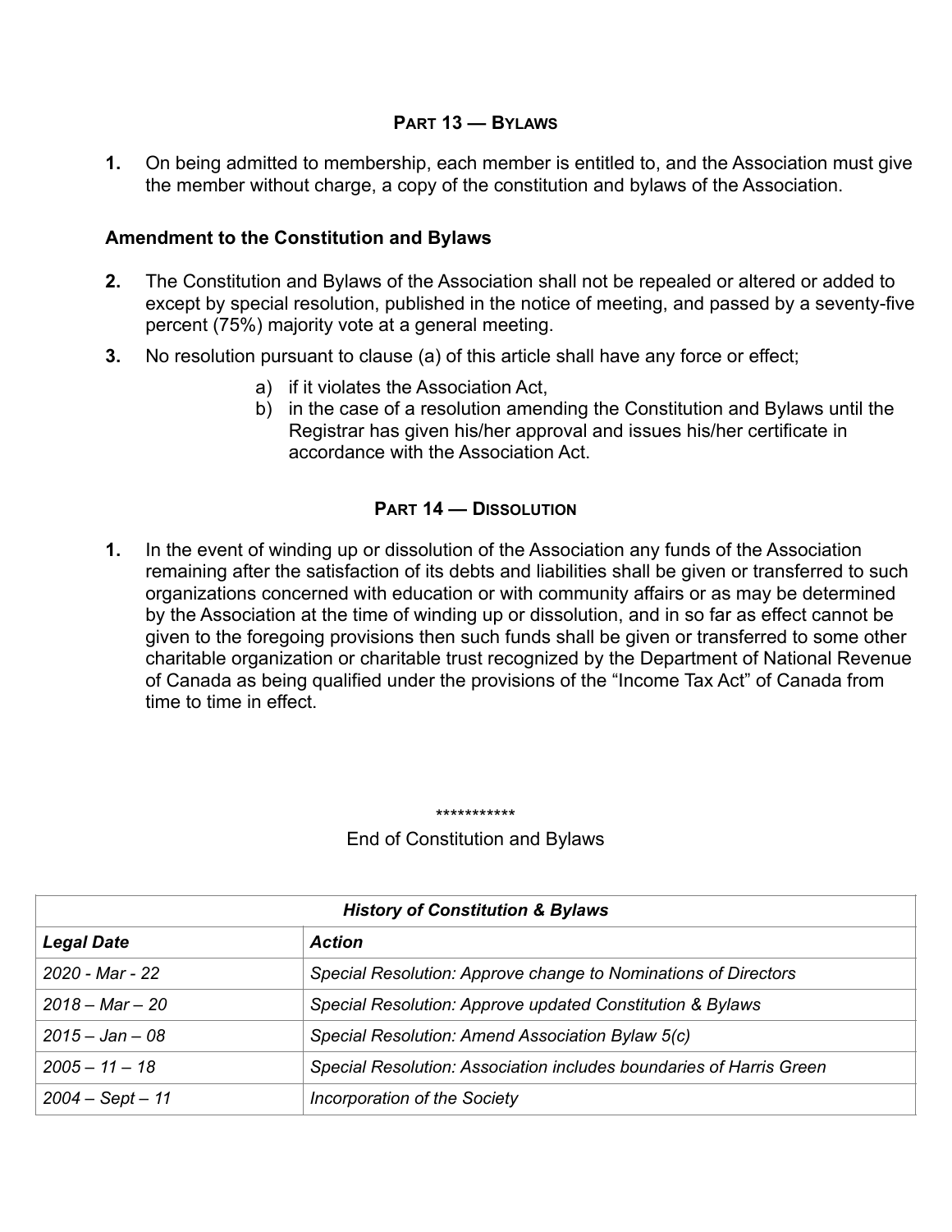## PART 13 — BYLAWS

**1.** On being admitted to membership, each member is entitled to, and the Association must give the member without charge, a copy of the constitution and bylaws of the Association.

### Amendment to the Constitution and Bylaws

**2.** The Constitution and Bylaws of the Association shall not be repealed or altered or added to except by special resolution, published in the notice of meeting, and passed by a seventy-five percent (75%) majority vote at a general meeting.

**3.** No resolution pursuant to clause (a) of this article shall have any force or effect;

a) if it violates the Association Act,
b) in the case of a resolution amending the Constitution and Bylaws until the Registrar has given his/her approval and issues his/her certificate in accordance with the Association Act.

## PART 14 — DISSOLUTION

**1.** In the event of winding up or dissolution of the Association any funds of the Association remaining after the satisfaction of its debts and liabilities shall be given or transferred to such organizations concerned with education or with community affairs or as may be determined by the Association at the time of winding up or dissolution, and in so far as effect cannot be given to the foregoing provisions then such funds shall be given or transferred to some other charitable organization or charitable trust recognized by the Department of National Revenue of Canada as being qualified under the provisions of the “Income Tax Act” of Canada from time to time in effect.

***********

End of Constitution and Bylaws

| ***History of Constitution & Bylaws*** | |
|---|---|
| ***Legal Date*** | ***Action*** |
| *2020 - Mar - 22* | *Special Resolution: Approve change to Nominations of Directors* |
| *2018 – Mar – 20* | *Special Resolution: Approve updated Constitution & Bylaws* |
| *2015 – Jan – 08* | *Special Resolution: Amend Association Bylaw 5(c)* |
| *2005 – 11 – 18* | *Special Resolution: Association includes boundaries of Harris Green* |
| *2004 – Sept – 11* | *Incorporation of the Society* |